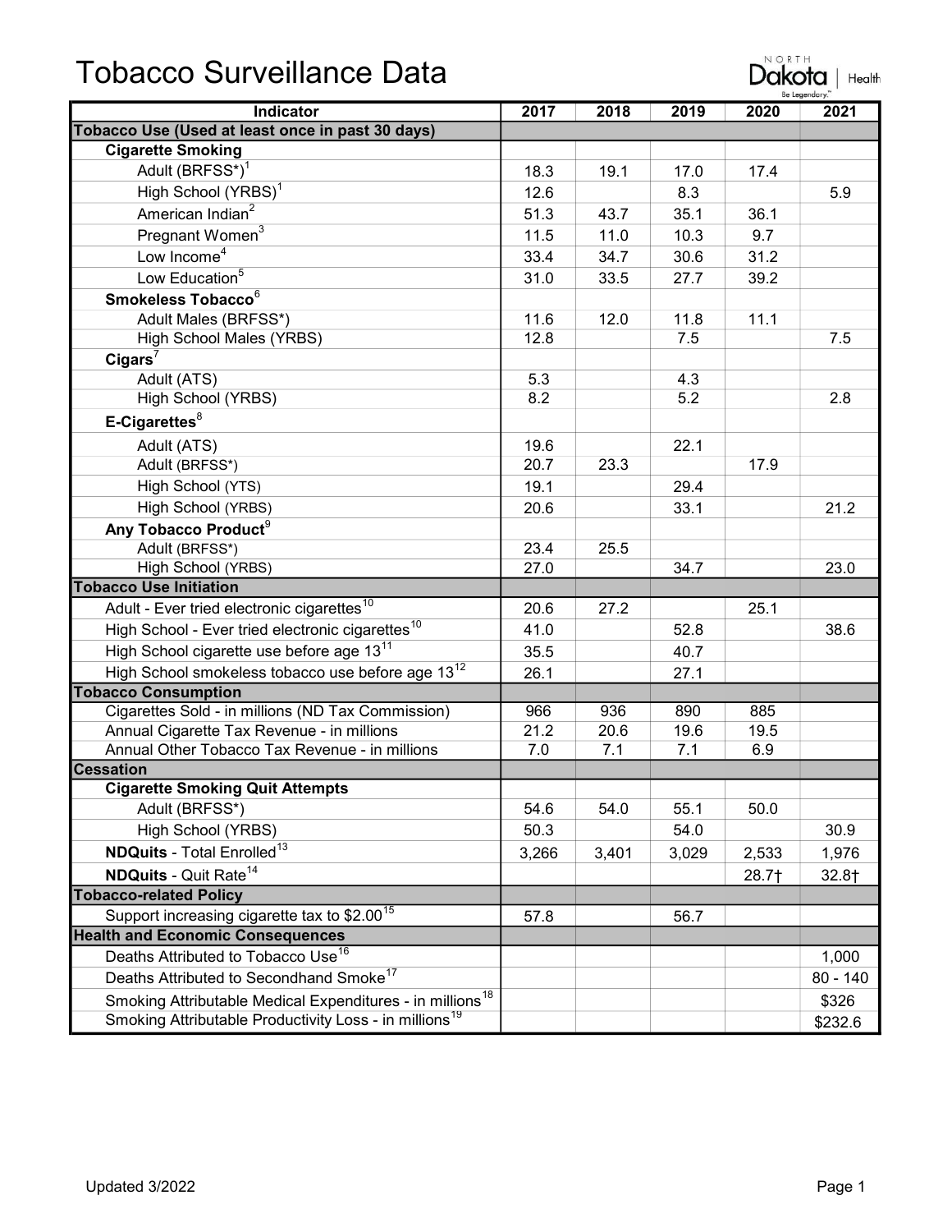# Tobacco Surveillance Data

| Indicator | 2017 | 2018 | 2019 | 2020 | 2021 |
|---|---|---|---|---|---|
| **Tobacco Use (Used at least once in past 30 days)** | | | | | |
| **Cigarette Smoking** | | | | | |
| Adult (BRFSS*)[1] | 18.3 | 19.1 | 17.0 | 17.4 | |
| High School (YRBS)[1] | 12.6 | | 8.3 | | 5.9 |
| American Indian[2] | 51.3 | 43.7 | 35.1 | 36.1 | |
| Pregnant Women[3] | 11.5 | 11.0 | 10.3 | 9.7 | |
| Low Income[4] | 33.4 | 34.7 | 30.6 | 31.2 | |
| Low Education[5] | 31.0 | 33.5 | 27.7 | 39.2 | |
| **Smokeless Tobacco**[6] | | | | | |
| Adult Males (BRFSS*) | 11.6 | 12.0 | 11.8 | 11.1 | |
| High School Males (YRBS) | 12.8 | | 7.5 | | 7.5 |
| **Cigars**[7] | | | | | |
| Adult (ATS) | 5.3 | | 4.3 | | |
| High School (YRBS) | 8.2 | | 5.2 | | 2.8 |
| **E-Cigarettes**[8] | | | | | |
| Adult (ATS) | 19.6 | | 22.1 | | |
| Adult (BRFSS*) | 20.7 | 23.3 | | 17.9 | |
| High School (YTS) | 19.1 | | 29.4 | | |
| High School (YRBS) | 20.6 | | 33.1 | | 21.2 |
| **Any Tobacco Product**[9] | | | | | |
| Adult (BRFSS*) | 23.4 | 25.5 | | | |
| High School (YRBS) | 27.0 | | 34.7 | | 23.0 |
| **Tobacco Use Initiation** | | | | | |
| Adult - Ever tried electronic cigarettes[10] | 20.6 | 27.2 | | 25.1 | |
| High School - Ever tried electronic cigarettes[10] | 41.0 | | 52.8 | | 38.6 |
| High School cigarette use before age 13[11] | 35.5 | | 40.7 | | |
| High School smokeless tobacco use before age 13[12] | 26.1 | | 27.1 | | |
| **Tobacco Consumption** | | | | | |
| Cigarettes Sold - in millions (ND Tax Commission) | 966 | 936 | 890 | 885 | |
| Annual Cigarette Tax Revenue - in millions | 21.2 | 20.6 | 19.6 | 19.5 | |
| Annual Other Tobacco Tax Revenue - in millions | 7.0 | 7.1 | 7.1 | 6.9 | |
| **Cessation** | | | | | |
| **Cigarette Smoking Quit Attempts** | | | | | |
| Adult (BRFSS*) | 54.6 | 54.0 | 55.1 | 50.0 | |
| High School (YRBS) | 50.3 | | 54.0 | | 30.9 |
| **NDQuits** - Total Enrolled[13] | 3,266 | 3,401 | 3,029 | 2,533 | 1,976 |
| **NDQuits** - Quit Rate[14] | | | | 28.7† | 32.8† |
| **Tobacco-related Policy** | | | | | |
| Support increasing cigarette tax to $2.00[15] | 57.8 | | 56.7 | | |
| **Health and Economic Consequences** | | | | | |
| Deaths Attributed to Tobacco Use[16] | | | | | 1,000 |
| Deaths Attributed to Secondhand Smoke[17] | | | | | 80 - 140 |
| Smoking Attributable Medical Expenditures - in millions[18] | | | | | $326 |
| Smoking Attributable Productivity Loss - in millions[19] | | | | | $232.6 |

Updated 3/2022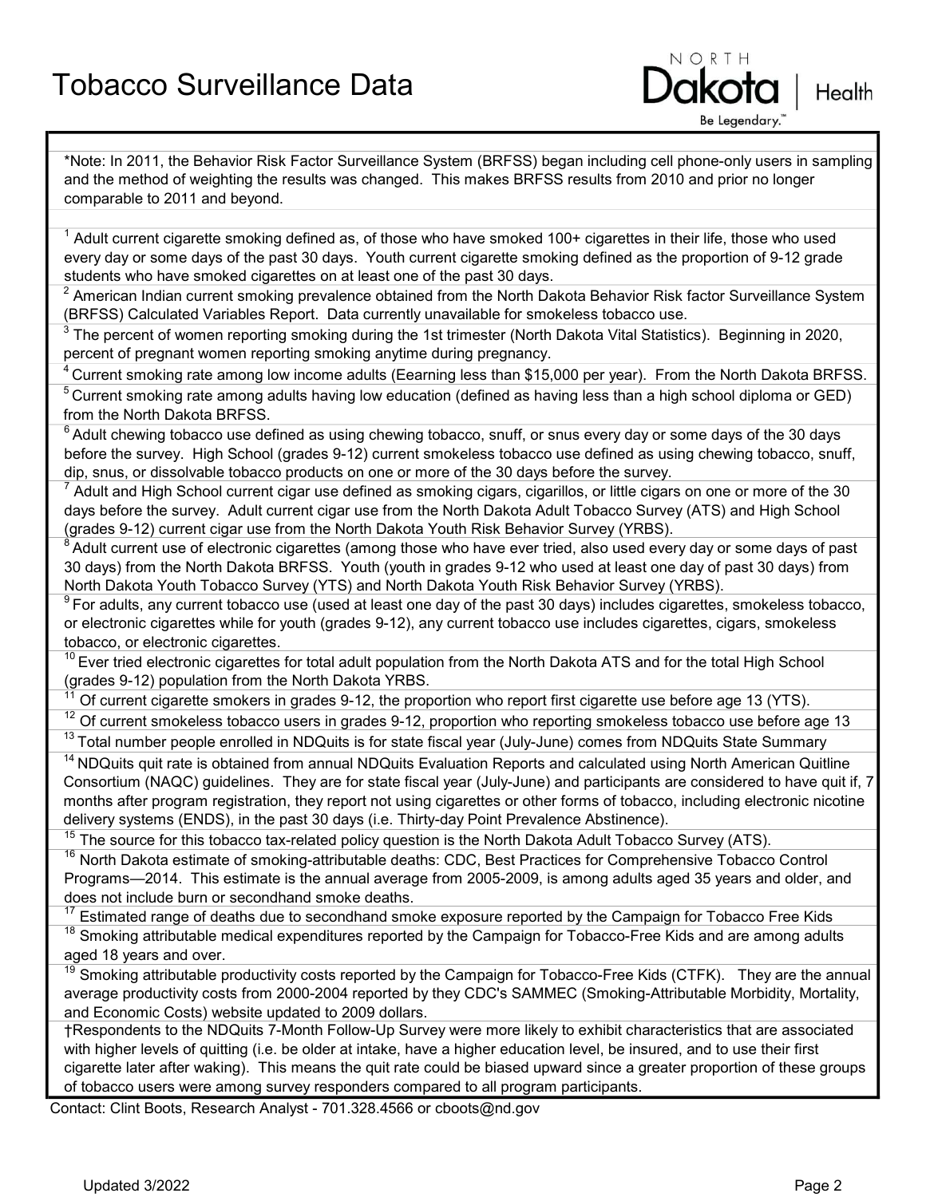# Tobacco Surveillance Data

*Note: In 2011, the Behavior Risk Factor Surveillance System (BRFSS) began including cell phone-only users in sampling and the method of weighting the results was changed. This makes BRFSS results from 2010 and prior no longer comparable to 2011 and beyond.

[1] Adult current cigarette smoking defined as, of those who have smoked 100+ cigarettes in their life, those who used every day or some days of the past 30 days. Youth current cigarette smoking defined as the proportion of 9-12 grade students who have smoked cigarettes on at least one of the past 30 days.

[2] American Indian current smoking prevalence obtained from the North Dakota Behavior Risk factor Surveillance System (BRFSS) Calculated Variables Report. Data currently unavailable for smokeless tobacco use.

[3] The percent of women reporting smoking during the 1st trimester (North Dakota Vital Statistics). Beginning in 2020, percent of pregnant women reporting smoking anytime during pregnancy.

[4] Current smoking rate among low income adults (Eearning less than $15,000 per year). From the North Dakota BRFSS.

[5] Current smoking rate among adults having low education (defined as having less than a high school diploma or GED) from the North Dakota BRFSS.

[6] Adult chewing tobacco use defined as using chewing tobacco, snuff, or snus every day or some days of the 30 days before the survey. High School (grades 9-12) current smokeless tobacco use defined as using chewing tobacco, snuff, dip, snus, or dissolvable tobacco products on one or more of the 30 days before the survey.

[7] Adult and High School current cigar use defined as smoking cigars, cigarillos, or little cigars on one or more of the 30 days before the survey. Adult current cigar use from the North Dakota Adult Tobacco Survey (ATS) and High School (grades 9-12) current cigar use from the North Dakota Youth Risk Behavior Survey (YRBS).

[8] Adult current use of electronic cigarettes (among those who have ever tried, also used every day or some days of past 30 days) from the North Dakota BRFSS. Youth (youth in grades 9-12 who used at least one day of past 30 days) from North Dakota Youth Tobacco Survey (YTS) and North Dakota Youth Risk Behavior Survey (YRBS).

[9] For adults, any current tobacco use (used at least one day of the past 30 days) includes cigarettes, smokeless tobacco, or electronic cigarettes while for youth (grades 9-12), any current tobacco use includes cigarettes, cigars, smokeless tobacco, or electronic cigarettes.

[10] Ever tried electronic cigarettes for total adult population from the North Dakota ATS and for the total High School (grades 9-12) population from the North Dakota YRBS.

[11] Of current cigarette smokers in grades 9-12, the proportion who report first cigarette use before age 13 (YTS).

[12] Of current smokeless tobacco users in grades 9-12, proportion who reporting smokeless tobacco use before age 13

[13] Total number people enrolled in NDQuits is for state fiscal year (July-June) comes from NDQuits State Summary

[14] NDQuits quit rate is obtained from annual NDQuits Evaluation Reports and calculated using North American Quitline Consortium (NAQC) guidelines. They are for state fiscal year (July-June) and participants are considered to have quit if, 7 months after program registration, they report not using cigarettes or other forms of tobacco, including electronic nicotine delivery systems (ENDS), in the past 30 days (i.e. Thirty-day Point Prevalence Abstinence).

[15] The source for this tobacco tax-related policy question is the North Dakota Adult Tobacco Survey (ATS).

[16] North Dakota estimate of smoking-attributable deaths: CDC, Best Practices for Comprehensive Tobacco Control Programs—2014. This estimate is the annual average from 2005-2009, is among adults aged 35 years and older, and does not include burn or secondhand smoke deaths.

[17] Estimated range of deaths due to secondhand smoke exposure reported by the Campaign for Tobacco Free Kids

[18] Smoking attributable medical expenditures reported by the Campaign for Tobacco-Free Kids and are among adults aged 18 years and over.

[19] Smoking attributable productivity costs reported by the Campaign for Tobacco-Free Kids (CTFK). They are the annual average productivity costs from 2000-2004 reported by they CDC's SAMMEC (Smoking-Attributable Morbidity, Mortality, and Economic Costs) website updated to 2009 dollars.

†Respondents to the NDQuits 7-Month Follow-Up Survey were more likely to exhibit characteristics that are associated with higher levels of quitting (i.e. be older at intake, have a higher education level, be insured, and to use their first cigarette later after waking). This means the quit rate could be biased upward since a greater proportion of these groups of tobacco users were among survey responders compared to all program participants.

Contact: Clint Boots, Research Analyst - 701.328.4566 or cboots@nd.gov

Updated 3/2022